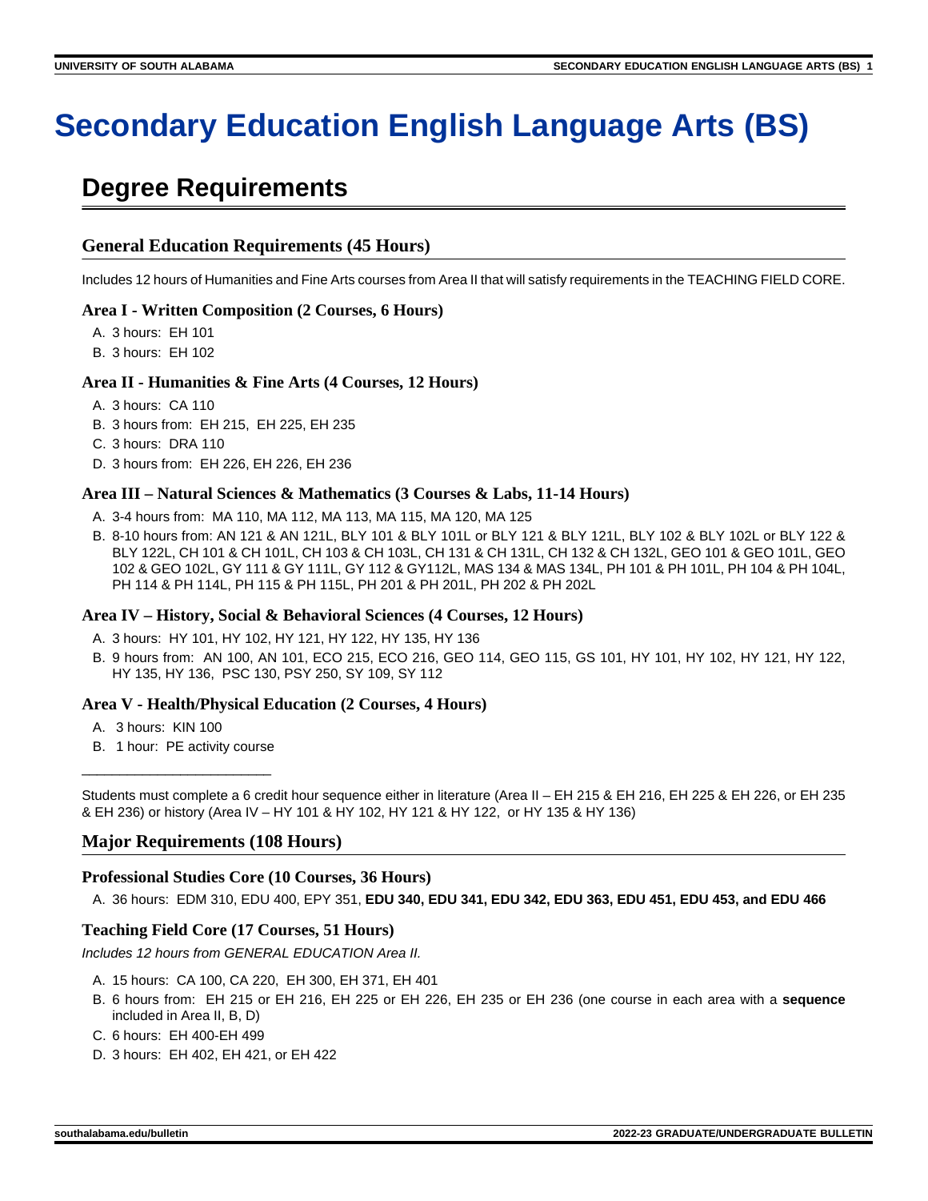# Secondary Education English Language Arts (BS)

## Degree Requirements

### General Education Requirements (45 Hours)

Includes 12 hours of Humanities and Fine Arts courses from Area II that will satisfy requirements in the TEACHING FIELD CORE.

#### Area I - Written Composition (2 Courses, 6 Hours)

A. 3 hours: EH 101
B. 3 hours: EH 102

#### Area II - Humanities & Fine Arts (4 Courses, 12 Hours)

A. 3 hours: CA 110
B. 3 hours from: EH 215, EH 225, EH 235
C. 3 hours: DRA 110
D. 3 hours from: EH 226, EH 226, EH 236

#### Area III – Natural Sciences & Mathematics (3 Courses & Labs, 11-14 Hours)

A. 3-4 hours from: MA 110, MA 112, MA 113, MA 115, MA 120, MA 125
B. 8-10 hours from: AN 121 & AN 121L, BLY 101 & BLY 101L or BLY 121 & BLY 121L, BLY 102 & BLY 102L or BLY 122 & BLY 122L, CH 101 & CH 101L, CH 103 & CH 103L, CH 131 & CH 131L, CH 132 & CH 132L, GEO 101 & GEO 101L, GEO 102 & GEO 102L, GY 111 & GY 111L, GY 112 & GY112L, MAS 134 & MAS 134L, PH 101 & PH 101L, PH 104 & PH 104L, PH 114 & PH 114L, PH 115 & PH 115L, PH 201 & PH 201L, PH 202 & PH 202L

#### Area IV – History, Social & Behavioral Sciences (4 Courses, 12 Hours)

A. 3 hours: HY 101, HY 102, HY 121, HY 122, HY 135, HY 136
B. 9 hours from: AN 100, AN 101, ECO 215, ECO 216, GEO 114, GEO 115, GS 101, HY 101, HY 102, HY 121, HY 122, HY 135, HY 136, PSC 130, PSY 250, SY 109, SY 112

#### Area V - Health/Physical Education (2 Courses, 4 Hours)

A. 3 hours: KIN 100
B. 1 hour: PE activity course

\_\_\_\_\_\_\_\_\_\_\_\_\_\_\_\_\_\_\_\_\_\_\_\_\_\_

Students must complete a 6 credit hour sequence either in literature (Area II – EH 215 & EH 216, EH 225 & EH 226, or EH 235 & EH 236) or history (Area IV – HY 101 & HY 102, HY 121 & HY 122, or HY 135 & HY 136)

### Major Requirements (108 Hours)

#### Professional Studies Core (10 Courses, 36 Hours)

A. 36 hours: EDM 310, EDU 400, EPY 351, **EDU 340, EDU 341, EDU 342, EDU 363, EDU 451, EDU 453, and EDU 466**

#### Teaching Field Core (17 Courses, 51 Hours)

*Includes 12 hours from GENERAL EDUCATION Area II.*

A. 15 hours: CA 100, CA 220, EH 300, EH 371, EH 401
B. 6 hours from: EH 215 or EH 216, EH 225 or EH 226, EH 235 or EH 236 (one course in each area with a **sequence** included in Area II, B, D)
C. 6 hours: EH 400-EH 499
D. 3 hours: EH 402, EH 421, or EH 422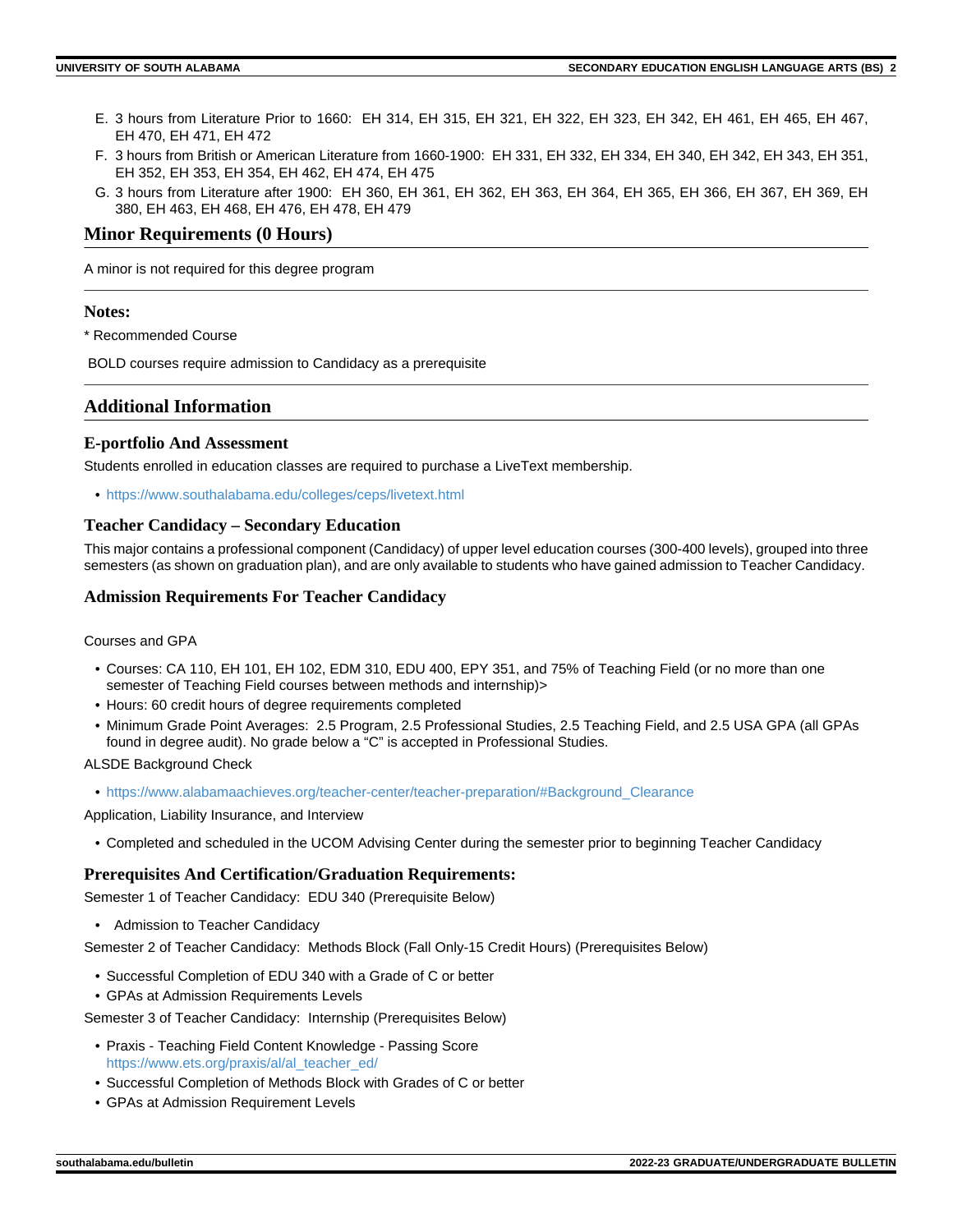E. 3 hours from Literature Prior to 1660: EH 314, EH 315, EH 321, EH 322, EH 323, EH 342, EH 461, EH 465, EH 467, EH 470, EH 471, EH 472
F. 3 hours from British or American Literature from 1660-1900: EH 331, EH 332, EH 334, EH 340, EH 342, EH 343, EH 351, EH 352, EH 353, EH 354, EH 462, EH 474, EH 475
G. 3 hours from Literature after 1900: EH 360, EH 361, EH 362, EH 363, EH 364, EH 365, EH 366, EH 367, EH 369, EH 380, EH 463, EH 468, EH 476, EH 478, EH 479

## Minor Requirements (0 Hours)

A minor is not required for this degree program

### Notes:

* Recommended Course

BOLD courses require admission to Candidacy as a prerequisite

## Additional Information

### E-portfolio And Assessment

Students enrolled in education classes are required to purchase a LiveText membership.

- https://www.southalabama.edu/colleges/ceps/livetext.html

### Teacher Candidacy – Secondary Education

This major contains a professional component (Candidacy) of upper level education courses (300-400 levels), grouped into three semesters (as shown on graduation plan), and are only available to students who have gained admission to Teacher Candidacy.

### Admission Requirements For Teacher Candidacy

Courses and GPA

- Courses: CA 110, EH 101, EH 102, EDM 310, EDU 400, EPY 351, and 75% of Teaching Field (or no more than one semester of Teaching Field courses between methods and internship)>
- Hours: 60 credit hours of degree requirements completed
- Minimum Grade Point Averages: 2.5 Program, 2.5 Professional Studies, 2.5 Teaching Field, and 2.5 USA GPA (all GPAs found in degree audit). No grade below a "C" is accepted in Professional Studies.

ALSDE Background Check

- https://www.alabamaachieves.org/teacher-center/teacher-preparation/#Background_Clearance

Application, Liability Insurance, and Interview

- Completed and scheduled in the UCOM Advising Center during the semester prior to beginning Teacher Candidacy

### Prerequisites And Certification/Graduation Requirements:

Semester 1 of Teacher Candidacy: EDU 340 (Prerequisite Below)

- Admission to Teacher Candidacy

Semester 2 of Teacher Candidacy: Methods Block (Fall Only-15 Credit Hours) (Prerequisites Below)

- Successful Completion of EDU 340 with a Grade of C or better
- GPAs at Admission Requirements Levels

Semester 3 of Teacher Candidacy: Internship (Prerequisites Below)

- Praxis - Teaching Field Content Knowledge - Passing Score https://www.ets.org/praxis/al/al_teacher_ed/
- Successful Completion of Methods Block with Grades of C or better
- GPAs at Admission Requirement Levels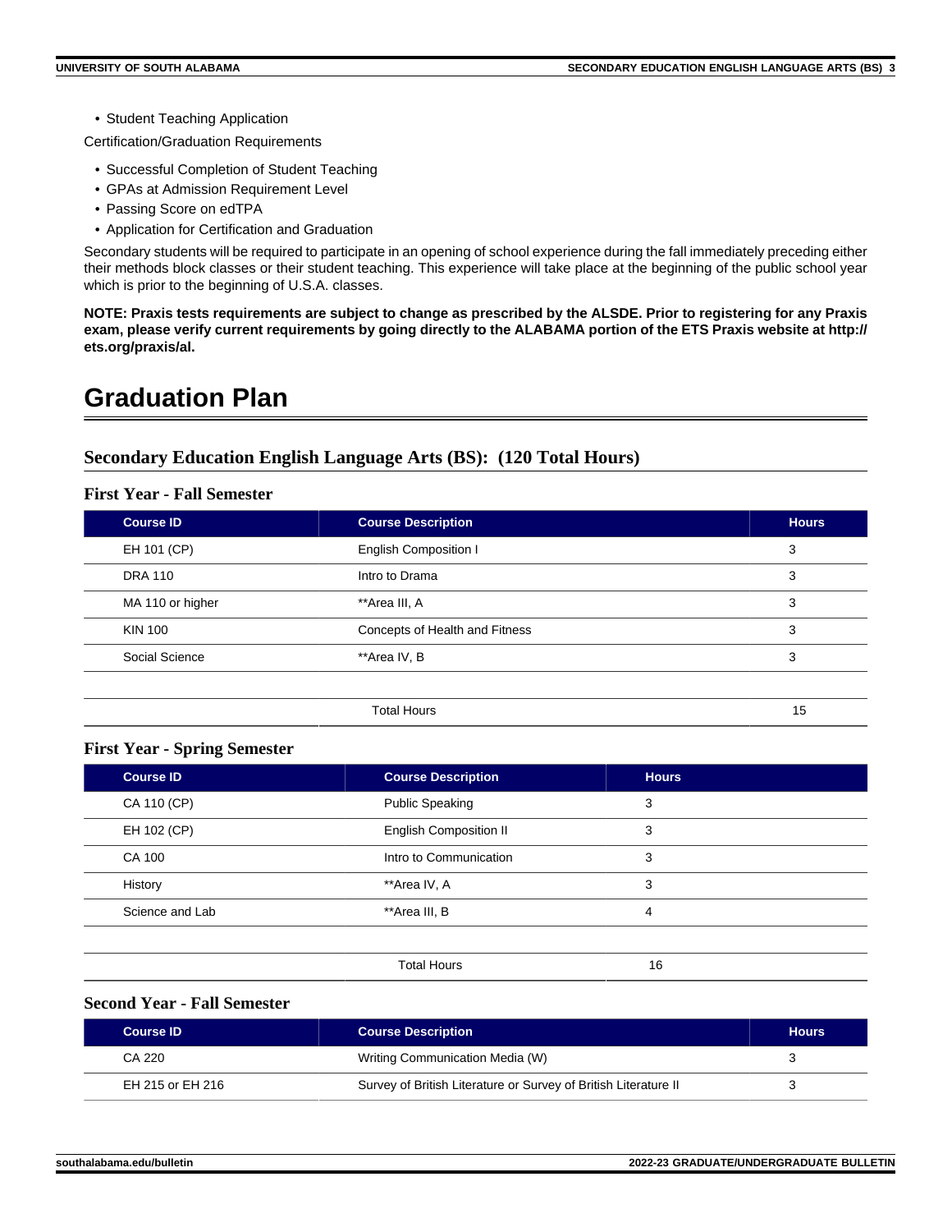- Student Teaching Application

Certification/Graduation Requirements

- Successful Completion of Student Teaching
- GPAs at Admission Requirement Level
- Passing Score on edTPA
- Application for Certification and Graduation

Secondary students will be required to participate in an opening of school experience during the fall immediately preceding either their methods block classes or their student teaching. This experience will take place at the beginning of the public school year which is prior to the beginning of U.S.A. classes.

**NOTE: Praxis tests requirements are subject to change as prescribed by the ALSDE. Prior to registering for any Praxis exam, please verify current requirements by going directly to the ALABAMA portion of the ETS Praxis website at http://ets.org/praxis/al.**

# Graduation Plan

## Secondary Education English Language Arts (BS): (120 Total Hours)

### First Year - Fall Semester

| Course ID | Course Description | Hours |
|---|---|---|
| EH 101 (CP) | English Composition I | 3 |
| DRA 110 | Intro to Drama | 3 |
| MA 110 or higher | **Area III, A | 3 |
| KIN 100 | Concepts of Health and Fitness | 3 |
| Social Science | **Area IV, B | 3 |
| | Total Hours | 15 |

### First Year - Spring Semester

| Course ID | Course Description | Hours |
|---|---|---|
| CA 110 (CP) | Public Speaking | 3 |
| EH 102 (CP) | English Composition II | 3 |
| CA 100 | Intro to Communication | 3 |
| History | **Area IV, A | 3 |
| Science and Lab | **Area III, B | 4 |
| | Total Hours | 16 |

### Second Year - Fall Semester

| Course ID | Course Description | Hours |
|---|---|---|
| CA 220 | Writing Communication Media (W) | 3 |
| EH 215 or EH 216 | Survey of British Literature or Survey of British Literature II | 3 |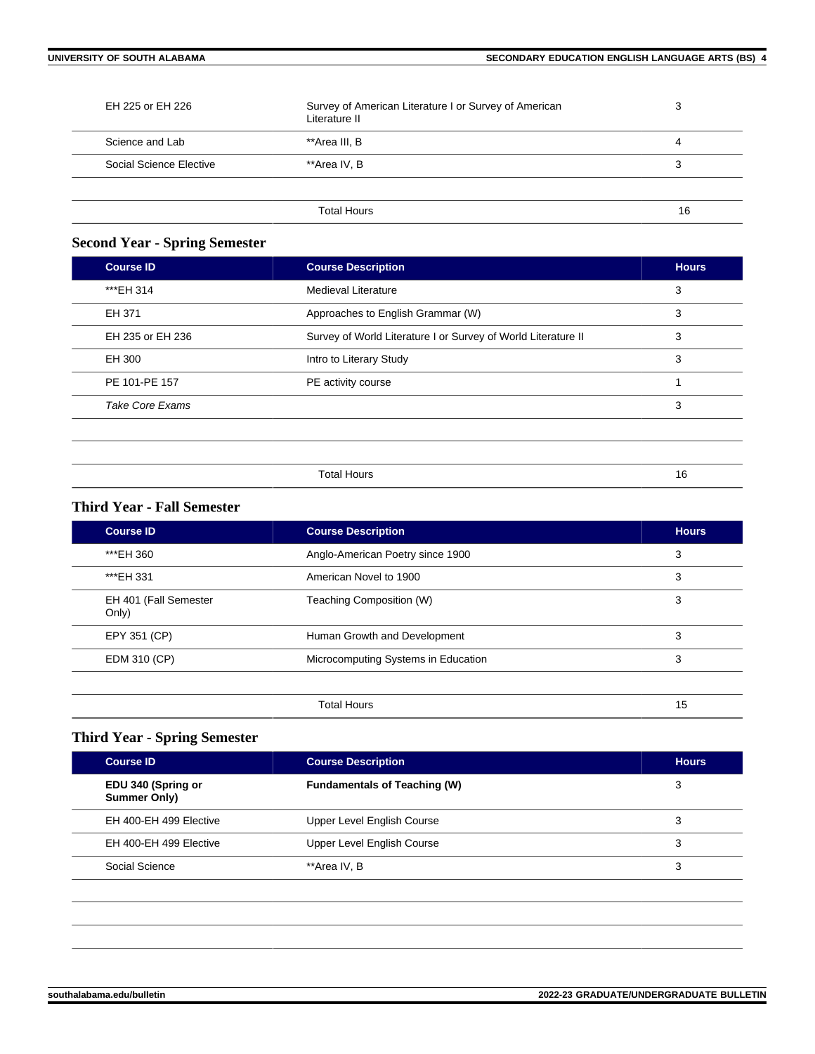| | | |
|---|---|---|
| EH 225 or EH 226 | Survey of American Literature I or Survey of American Literature II | 3 |
| Science and Lab | **Area III, B | 4 |
| Social Science Elective | **Area IV, B | 3 |
| | | |
| | Total Hours | 16 |

### Second Year - Spring Semester

| Course ID | Course Description | Hours |
|---|---|---|
| ***EH 314 | Medieval Literature | 3 |
| EH 371 | Approaches to English Grammar (W) | 3 |
| EH 235 or EH 236 | Survey of World Literature I or Survey of World Literature II | 3 |
| EH 300 | Intro to Literary Study | 3 |
| PE 101-PE 157 | PE activity course | 1 |
| *Take Core Exams* | | 3 |
| | | |
| | | |
| | Total Hours | 16 |

### Third Year - Fall Semester

| Course ID | Course Description | Hours |
|---|---|---|
| ***EH 360 | Anglo-American Poetry since 1900 | 3 |
| ***EH 331 | American Novel to 1900 | 3 |
| EH 401 (Fall Semester Only) | Teaching Composition (W) | 3 |
| EPY 351 (CP) | Human Growth and Development | 3 |
| EDM 310 (CP) | Microcomputing Systems in Education | 3 |
| | | |
| | Total Hours | 15 |

### Third Year - Spring Semester

| Course ID | Course Description | Hours |
|---|---|---|
| **EDU 340 (Spring or Summer Only)** | **Fundamentals of Teaching (W)** | 3 |
| EH 400-EH 499 Elective | Upper Level English Course | 3 |
| EH 400-EH 499 Elective | Upper Level English Course | 3 |
| Social Science | **Area IV, B | 3 |
| | | |
| | | |
| | | |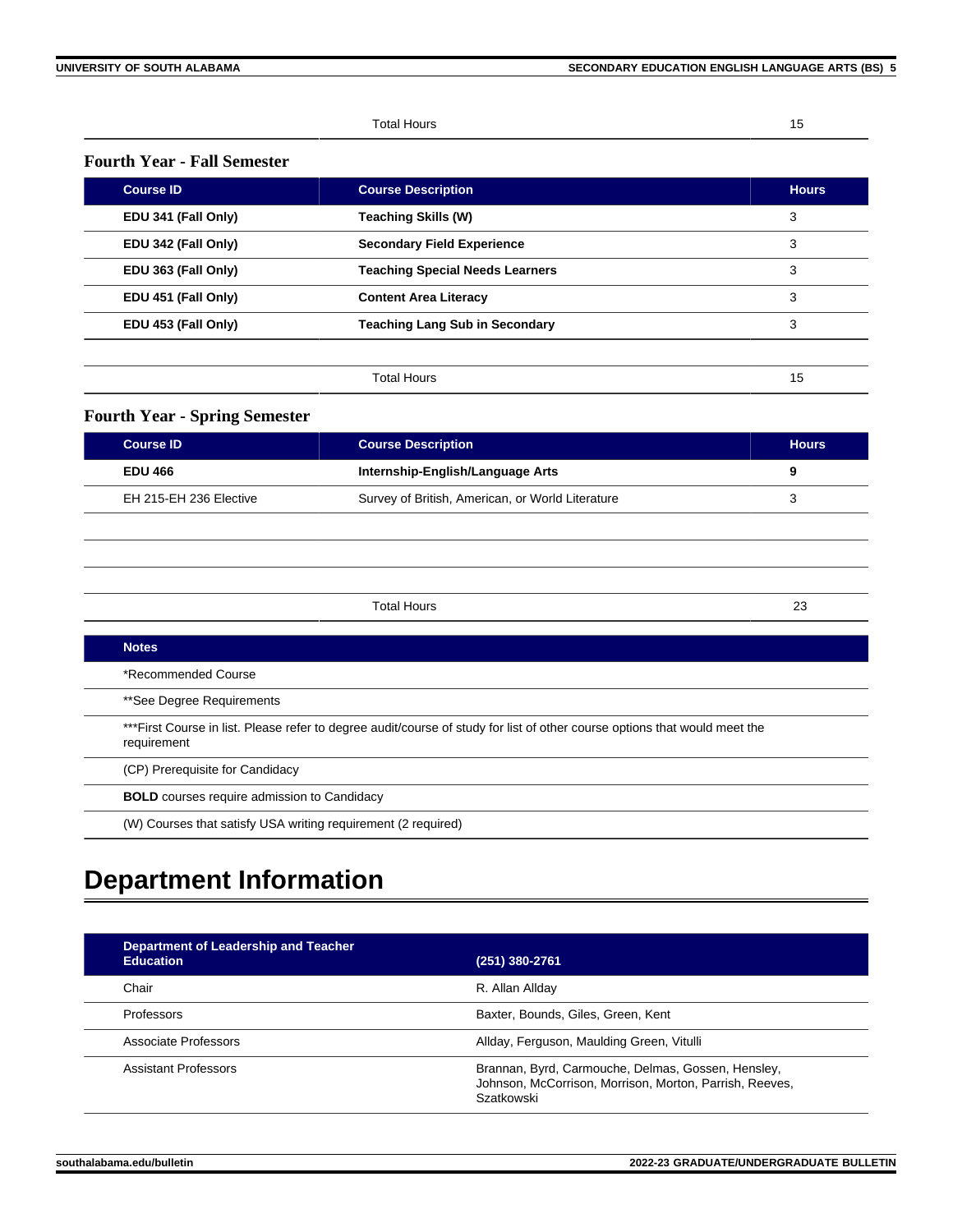| | Total Hours | 15 |
|---|---|---|

### Fourth Year - Fall Semester

| Course ID | Course Description | Hours |
|---|---|---|
| **EDU 341 (Fall Only)** | **Teaching Skills (W)** | 3 |
| **EDU 342 (Fall Only)** | **Secondary Field Experience** | 3 |
| **EDU 363 (Fall Only)** | **Teaching Special Needs Learners** | 3 |
| **EDU 451 (Fall Only)** | **Content Area Literacy** | 3 |
| **EDU 453 (Fall Only)** | **Teaching Lang Sub in Secondary** | 3 |
| | | |
| | Total Hours | 15 |

### Fourth Year - Spring Semester

| Course ID | Course Description | Hours |
|---|---|---|
| **EDU 466** | **Internship-English/Language Arts** | **9** |
| EH 215-EH 236 Elective | Survey of British, American, or World Literature | 3 |
| | | |
| | | |
| | | |
| | Total Hours | 23 |

| Notes |
|---|
| *Recommended Course |
| **See Degree Requirements |
| ***First Course in list. Please refer to degree audit/course of study for list of other course options that would meet the requirement |
| (CP) Prerequisite for Candidacy |
| **BOLD** courses require admission to Candidacy |
| (W) Courses that satisfy USA writing requirement (2 required) |

# Department Information

| Department of Leadership and Teacher Education | (251) 380-2761 |
|---|---|
| Chair | R. Allan Allday |
| Professors | Baxter, Bounds, Giles, Green, Kent |
| Associate Professors | Allday, Ferguson, Maulding Green, Vitulli |
| Assistant Professors | Brannan, Byrd, Carmouche, Delmas, Gossen, Hensley, Johnson, McCorrison, Morrison, Morton, Parrish, Reeves, Szatkowski |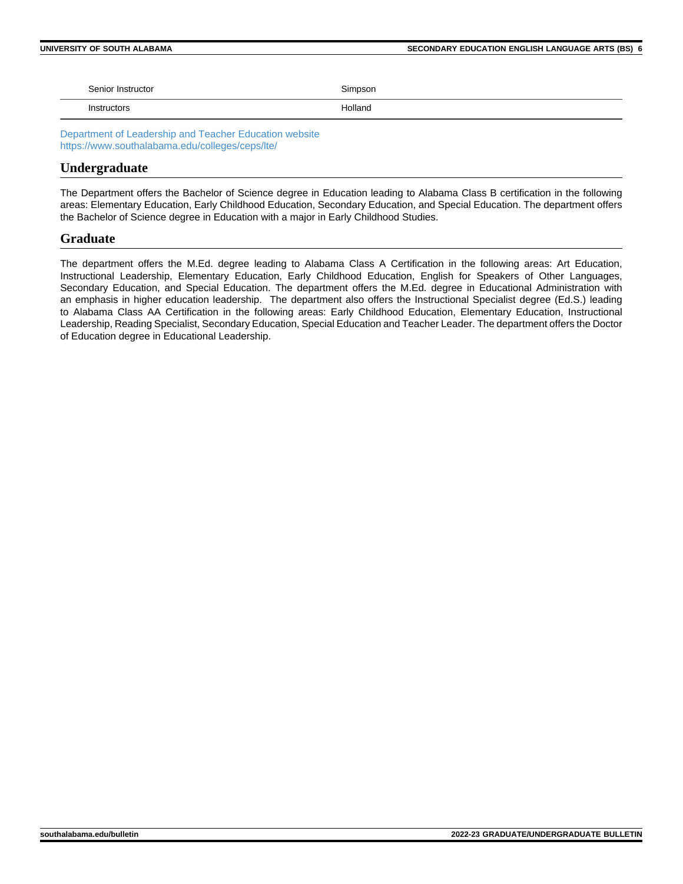| | |
|---|---|
| Senior Instructor | Simpson |
| Instructors | Holland |

Department of Leadership and Teacher Education website
https://www.southalabama.edu/colleges/ceps/lte/

## Undergraduate

The Department offers the Bachelor of Science degree in Education leading to Alabama Class B certification in the following areas: Elementary Education, Early Childhood Education, Secondary Education, and Special Education. The department offers the Bachelor of Science degree in Education with a major in Early Childhood Studies.

## Graduate

The department offers the M.Ed. degree leading to Alabama Class A Certification in the following areas: Art Education, Instructional Leadership, Elementary Education, Early Childhood Education, English for Speakers of Other Languages, Secondary Education, and Special Education. The department offers the M.Ed. degree in Educational Administration with an emphasis in higher education leadership. The department also offers the Instructional Specialist degree (Ed.S.) leading to Alabama Class AA Certification in the following areas: Early Childhood Education, Elementary Education, Instructional Leadership, Reading Specialist, Secondary Education, Special Education and Teacher Leader. The department offers the Doctor of Education degree in Educational Leadership.